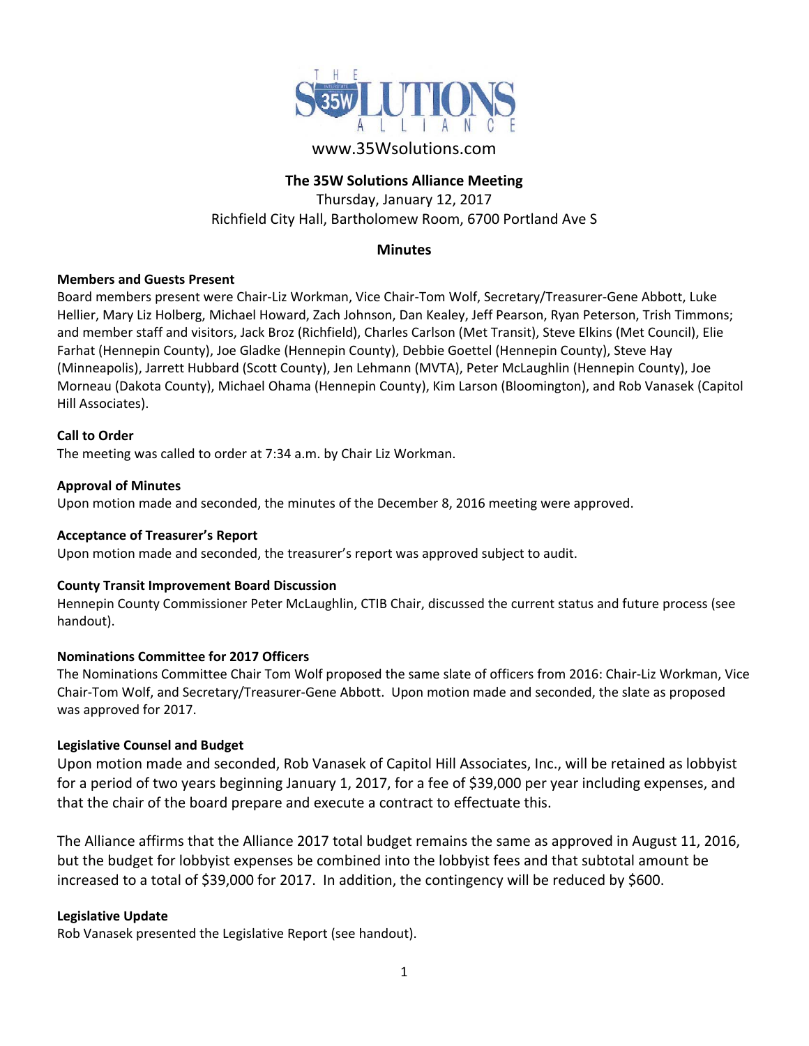www.35Wsolutions.com

# The 35W Solutions Alliance Meeting

Thursday, January 12, 2017
Richfield City Hall, Bartholomew Room, 6700 Portland Ave S

## Minutes

**Members and Guests Present**
Board members present were Chair-Liz Workman, Vice Chair-Tom Wolf, Secretary/Treasurer-Gene Abbott, Luke Hellier, Mary Liz Holberg, Michael Howard, Zach Johnson, Dan Kealey, Jeff Pearson, Ryan Peterson, Trish Timmons; and member staff and visitors, Jack Broz (Richfield), Charles Carlson (Met Transit), Steve Elkins (Met Council), Elie Farhat (Hennepin County), Joe Gladke (Hennepin County), Debbie Goettel (Hennepin County), Steve Hay (Minneapolis), Jarrett Hubbard (Scott County), Jen Lehmann (MVTA), Peter McLaughlin (Hennepin County), Joe Morneau (Dakota County), Michael Ohama (Hennepin County), Kim Larson (Bloomington), and Rob Vanasek (Capitol Hill Associates).

**Call to Order**
The meeting was called to order at 7:34 a.m. by Chair Liz Workman.

**Approval of Minutes**
Upon motion made and seconded, the minutes of the December 8, 2016 meeting were approved.

**Acceptance of Treasurer's Report**
Upon motion made and seconded, the treasurer's report was approved subject to audit.

**County Transit Improvement Board Discussion**
Hennepin County Commissioner Peter McLaughlin, CTIB Chair, discussed the current status and future process (see handout).

**Nominations Committee for 2017 Officers**
The Nominations Committee Chair Tom Wolf proposed the same slate of officers from 2016: Chair-Liz Workman, Vice Chair-Tom Wolf, and Secretary/Treasurer-Gene Abbott. Upon motion made and seconded, the slate as proposed was approved for 2017.

**Legislative Counsel and Budget**
Upon motion made and seconded, Rob Vanasek of Capitol Hill Associates, Inc., will be retained as lobbyist for a period of two years beginning January 1, 2017, for a fee of $39,000 per year including expenses, and that the chair of the board prepare and execute a contract to effectuate this.

The Alliance affirms that the Alliance 2017 total budget remains the same as approved in August 11, 2016, but the budget for lobbyist expenses be combined into the lobbyist fees and that subtotal amount be increased to a total of $39,000 for 2017. In addition, the contingency will be reduced by $600.

**Legislative Update**
Rob Vanasek presented the Legislative Report (see handout).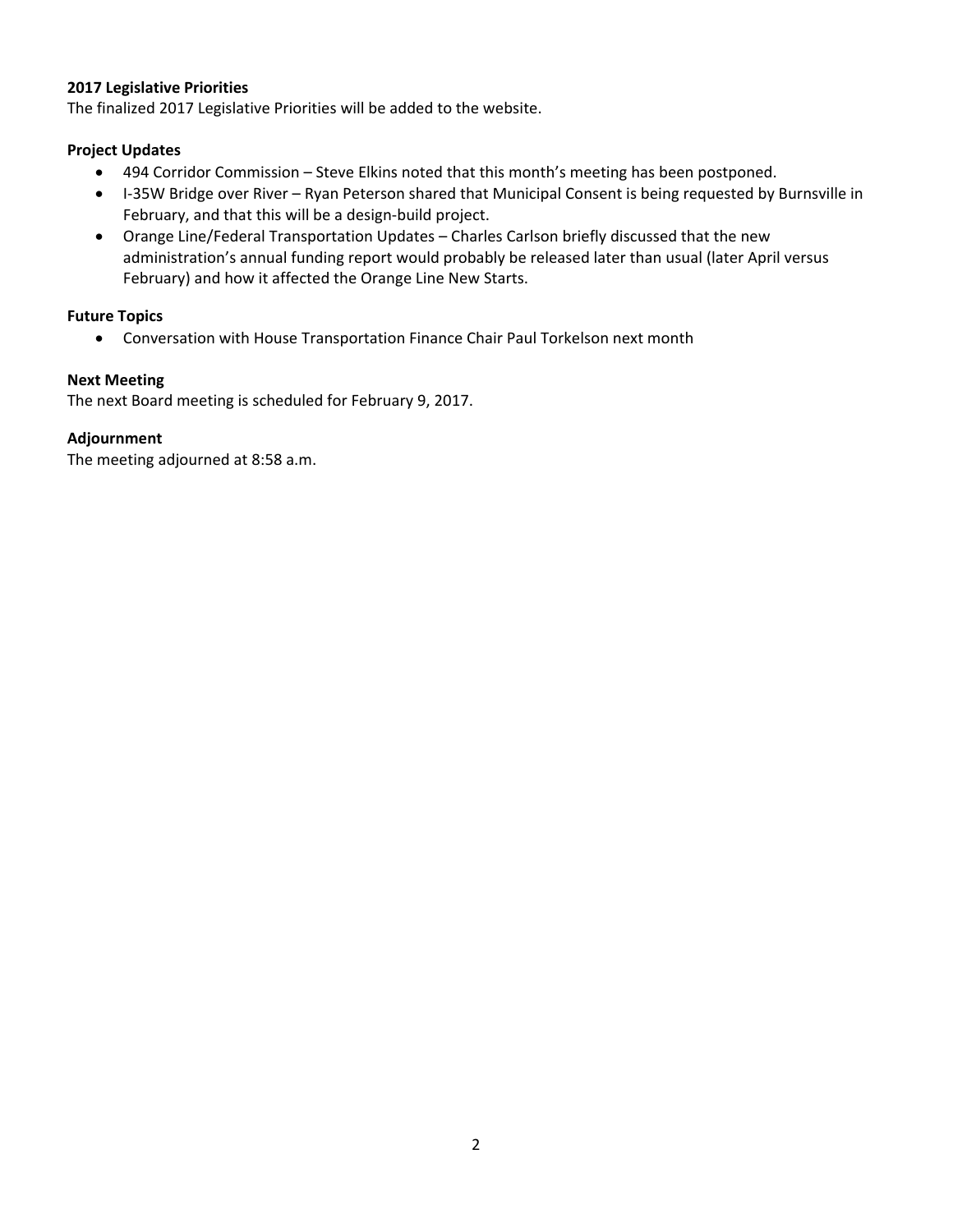**2017 Legislative Priorities**

The finalized 2017 Legislative Priorities will be added to the website.

**Project Updates**

- 494 Corridor Commission – Steve Elkins noted that this month's meeting has been postponed.
- I-35W Bridge over River – Ryan Peterson shared that Municipal Consent is being requested by Burnsville in February, and that this will be a design-build project.
- Orange Line/Federal Transportation Updates – Charles Carlson briefly discussed that the new administration's annual funding report would probably be released later than usual (later April versus February) and how it affected the Orange Line New Starts.

**Future Topics**

- Conversation with House Transportation Finance Chair Paul Torkelson next month

**Next Meeting**

The next Board meeting is scheduled for February 9, 2017.

**Adjournment**

The meeting adjourned at 8:58 a.m.